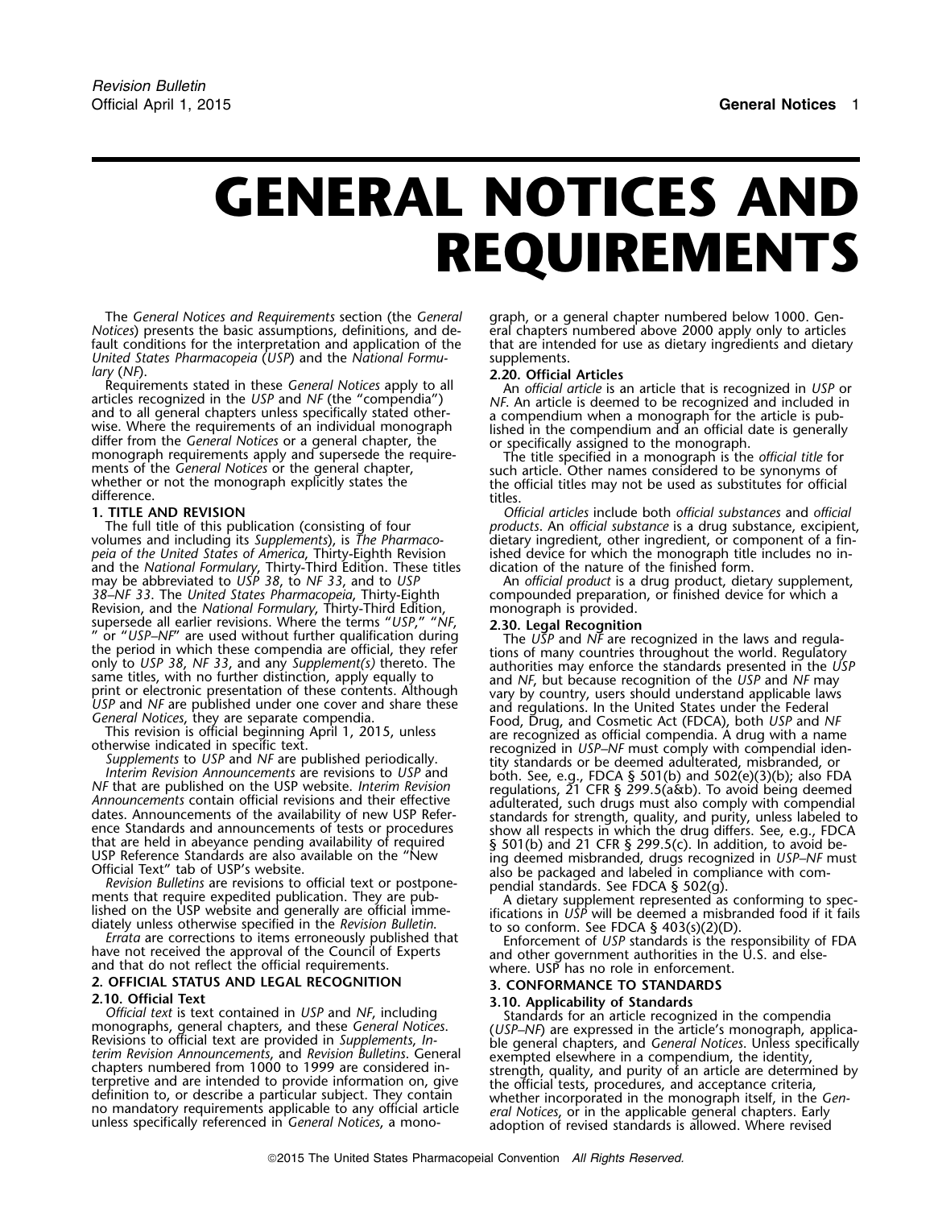# GENERAL NOTICES AND REQUIREMENTS

The *General Notices and Requirements* section (the *General Notices*) presents the basic assumptions, definitions, and default conditions for the interpretation and application of the *United States Pharmacopeia* (*USP*) and the *National Formulary* (*NF*).

Requirements stated in these *General Notices* apply to all articles recognized in the *USP* and *NF* (the "compendia") and to all general chapters unless specifically stated otherwise. Where the requirements of an individual monograph differ from the *General Notices* or a general chapter, the monograph requirements apply and supersede the requirements of the *General Notices* or the general chapter, whether or not the monograph explicitly states the difference.

## 1. TITLE AND REVISION

The full title of this publication (consisting of four volumes and including its *Supplements*), is *The Pharmacopeia of the United States of America*, Thirty-Eighth Revision and the *National Formulary*, Thirty-Third Edition. These titles may be abbreviated to *USP 38*, to *NF 33*, and to *USP 38–NF 33*. The *United States Pharmacopeia*, Thirty-Eighth Revision, and the *National Formulary*, Thirty-Third Edition, supersede all earlier revisions. Where the terms "*USP*," "*NF*," or "*USP–NF*" are used without further qualification during the period in which these compendia are official, they refer only to *USP 38*, *NF 33*, and any *Supplement(s)* thereto. The same titles, with no further distinction, apply equally to print or electronic presentation of these contents. Although *USP* and *NF* are published under one cover and share these *General Notices*, they are separate compendia.

This revision is official beginning April 1, 2015, unless otherwise indicated in specific text.

*Supplements* to *USP* and *NF* are published periodically.

*Interim Revision Announcements* are revisions to *USP* and *NF* that are published on the USP website. *Interim Revision Announcements* contain official revisions and their effective dates. Announcements of the availability of new USP Reference Standards and announcements of tests or procedures that are held in abeyance pending availability of required USP Reference Standards are also available on the "New Official Text" tab of USP's website.

*Revision Bulletins* are revisions to official text or postponements that require expedited publication. They are published on the USP website and generally are official immediately unless otherwise specified in the *Revision Bulletin*.

*Errata* are corrections to items erroneously published that have not received the approval of the Council of Experts and that do not reflect the official requirements.

## 2. OFFICIAL STATUS AND LEGAL RECOGNITION

### 2.10. Official Text

*Official text* is text contained in *USP* and *NF*, including monographs, general chapters, and these *General Notices*. Revisions to official text are provided in *Supplements*, *Interim Revision Announcements*, and *Revision Bulletins*. General chapters numbered from 1000 to 1999 are considered interpretive and are intended to provide information on, give definition to, or describe a particular subject. They contain no mandatory requirements applicable to any official article unless specifically referenced in *General Notices*, a monograph, or a general chapter numbered below 1000. General chapters numbered above 2000 apply only to articles that are intended for use as dietary ingredients and dietary supplements.

### 2.20. Official Articles

An *official article* is an article that is recognized in *USP* or *NF*. An article is deemed to be recognized and included in a compendium when a monograph for the article is published in the compendium and an official date is generally or specifically assigned to the monograph.

The title specified in a monograph is the *official title* for such article. Other names considered to be synonyms of the official titles may not be used as substitutes for official titles.

*Official articles* include both *official substances* and *official products*. An *official substance* is a drug substance, excipient, dietary ingredient, other ingredient, or component of a finished device for which the monograph title includes no indication of the nature of the finished form.

An *official product* is a drug product, dietary supplement, compounded preparation, or finished device for which a monograph is provided.

### 2.30. Legal Recognition

The *USP* and *NF* are recognized in the laws and regulations of many countries throughout the world. Regulatory authorities may enforce the standards presented in the *USP* and *NF*, but because recognition of the *USP* and *NF* may vary by country, users should understand applicable laws and regulations. In the United States under the Federal Food, Drug, and Cosmetic Act (FDCA), both *USP* and *NF* are recognized as official compendia. A drug with a name recognized in *USP–NF* must comply with compendial identity standards or be deemed adulterated, misbranded, or both. See, e.g., FDCA § 501(b) and 502(e)(3)(b); also FDA regulations, 21 CFR § 299.5(a&b). To avoid being deemed adulterated, such drugs must also comply with compendial standards for strength, quality, and purity, unless labeled to show all respects in which the drug differs. See, e.g., FDCA § 501(b) and 21 CFR § 299.5(c). In addition, to avoid being deemed misbranded, drugs recognized in *USP–NF* must also be packaged and labeled in compliance with compendial standards. See FDCA § 502(g).

A dietary supplement represented as conforming to specifications in *USP* will be deemed a misbranded food if it fails to so conform. See FDCA § 403(s)(2)(D).

Enforcement of *USP* standards is the responsibility of FDA and other government authorities in the U.S. and elsewhere. USP has no role in enforcement.

## 3. CONFORMANCE TO STANDARDS

### 3.10. Applicability of Standards

Standards for an article recognized in the compendia (*USP–NF*) are expressed in the article's monograph, applicable general chapters, and *General Notices*. Unless specifically exempted elsewhere in a compendium, the identity, strength, quality, and purity of an article are determined by the official tests, procedures, and acceptance criteria, whether incorporated in the monograph itself, in the *General Notices*, or in the applicable general chapters. Early adoption of revised standards is allowed. Where revised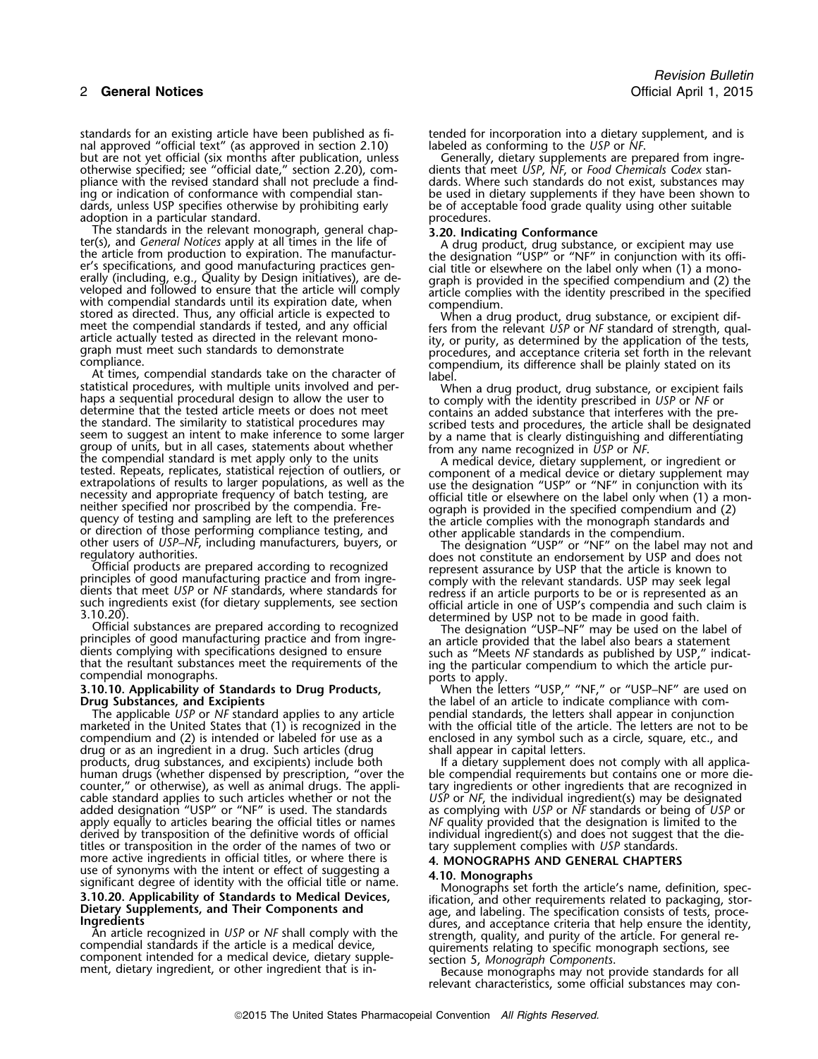standards for an existing article have been published as final approved "official text" (as approved in section 2.10) but are not yet official (six months after publication, unless otherwise specified; see "official date," section 2.20), compliance with the revised standard shall not preclude a finding or indication of conformance with compendial standards, unless USP specifies otherwise by prohibiting early adoption in a particular standard.

The standards in the relevant monograph, general chapter(s), and *General Notices* apply at all times in the life of the article from production to expiration. The manufacturer's specifications, and good manufacturing practices generally (including, e.g., Quality by Design initiatives), are developed and followed to ensure that the article will comply with compendial standards until its expiration date, when stored as directed. Thus, any official article is expected to meet the compendial standards if tested, and any official article actually tested as directed in the relevant monograph must meet such standards to demonstrate compliance.

At times, compendial standards take on the character of statistical procedures, with multiple units involved and perhaps a sequential procedural design to allow the user to determine that the tested article meets or does not meet the standard. The similarity to statistical procedures may seem to suggest an intent to make inference to some larger group of units, but in all cases, statements about whether the compendial standard is met apply only to the units tested. Repeats, replicates, statistical rejection of outliers, or extrapolations of results to larger populations, as well as the necessity and appropriate frequency of batch testing, are neither specified nor proscribed by the compendia. Frequency of testing and sampling are left to the preferences or direction of those performing compliance testing, and other users of *USP–NF*, including manufacturers, buyers, or regulatory authorities.

Official products are prepared according to recognized principles of good manufacturing practice and from ingredients that meet *USP* or *NF* standards, where standards for such ingredients exist (for dietary supplements, see section 3.10.20).

Official substances are prepared according to recognized principles of good manufacturing practice and from ingredients complying with specifications designed to ensure that the resultant substances meet the requirements of the compendial monographs.

### 3.10.10. Applicability of Standards to Drug Products, Drug Substances, and Excipients

The applicable *USP* or *NF* standard applies to any article marketed in the United States that (1) is recognized in the compendium and (2) is intended or labeled for use as a drug or as an ingredient in a drug. Such articles (drug products, drug substances, and excipients) include both human drugs (whether dispensed by prescription, "over the counter," or otherwise), as well as animal drugs. The applicable standard applies to such articles whether or not the added designation "USP" or "NF" is used. The standards apply equally to articles bearing the official titles or names derived by transposition of the definitive words of official titles or transposition in the order of the names of two or more active ingredients in official titles, or where there is use of synonyms with the intent or effect of suggesting a significant degree of identity with the official title or name.

### 3.10.20. Applicability of Standards to Medical Devices, Dietary Supplements, and Their Components and Ingredients

An article recognized in *USP* or *NF* shall comply with the compendial standards if the article is a medical device, component intended for a medical device, dietary supplement, dietary ingredient, or other ingredient that is intended for incorporation into a dietary supplement, and is labeled as conforming to the *USP* or *NF*.

Generally, dietary supplements are prepared from ingredients that meet *USP*, *NF*, or *Food Chemicals Codex* standards. Where such standards do not exist, substances may be used in dietary supplements if they have been shown to be of acceptable food grade quality using other suitable procedures.

## 3.20. Indicating Conformance

A drug product, drug substance, or excipient may use the designation "USP" or "NF" in conjunction with its official title or elsewhere on the label only when (1) a monograph is provided in the specified compendium and (2) the article complies with the identity prescribed in the specified compendium.

When a drug product, drug substance, or excipient differs from the relevant *USP* or *NF* standard of strength, quality, or purity, as determined by the application of the tests, procedures, and acceptance criteria set forth in the relevant compendium, its difference shall be plainly stated on its label.

When a drug product, drug substance, or excipient fails to comply with the identity prescribed in *USP* or *NF* or contains an added substance that interferes with the prescribed tests and procedures, the article shall be designated by a name that is clearly distinguishing and differentiating from any name recognized in *USP* or *NF*.

A medical device, dietary supplement, or ingredient or component of a medical device or dietary supplement may use the designation "USP" or "NF" in conjunction with its official title or elsewhere on the label only when (1) a monograph is provided in the specified compendium and (2) the article complies with the monograph standards and other applicable standards in the compendium.

The designation "USP" or "NF" on the label may not and does not constitute an endorsement by USP and does not represent assurance by USP that the article is known to comply with the relevant standards. USP may seek legal redress if an article purports to be or is represented as an official article in one of USP's compendia and such claim is determined by USP not to be made in good faith.

The designation "USP–NF" may be used on the label of an article provided that the label also bears a statement such as "Meets *NF* standards as published by USP," indicating the particular compendium to which the article purports to apply.

When the letters "USP," "NF," or "USP–NF" are used on the label of an article to indicate compliance with compendial standards, the letters shall appear in conjunction with the official title of the article. The letters are not to be enclosed in any symbol such as a circle, square, etc., and shall appear in capital letters.

If a dietary supplement does not comply with all applicable compendial requirements but contains one or more dietary ingredients or other ingredients that are recognized in *USP* or *NF*, the individual ingredient(s) may be designated as complying with *USP* or *NF* standards or being of *USP* or *NF* quality provided that the designation is limited to the individual ingredient(s) and does not suggest that the dietary supplement complies with *USP* standards.

# 4. MONOGRAPHS AND GENERAL CHAPTERS

## 4.10. Monographs

Monographs set forth the article's name, definition, specification, and other requirements related to packaging, storage, and labeling. The specification consists of tests, procedures, and acceptance criteria that help ensure the identity, strength, quality, and purity of the article. For general requirements relating to specific monograph sections, see section 5, *Monograph Components*.

Because monographs may not provide standards for all relevant characteristics, some official substances may con-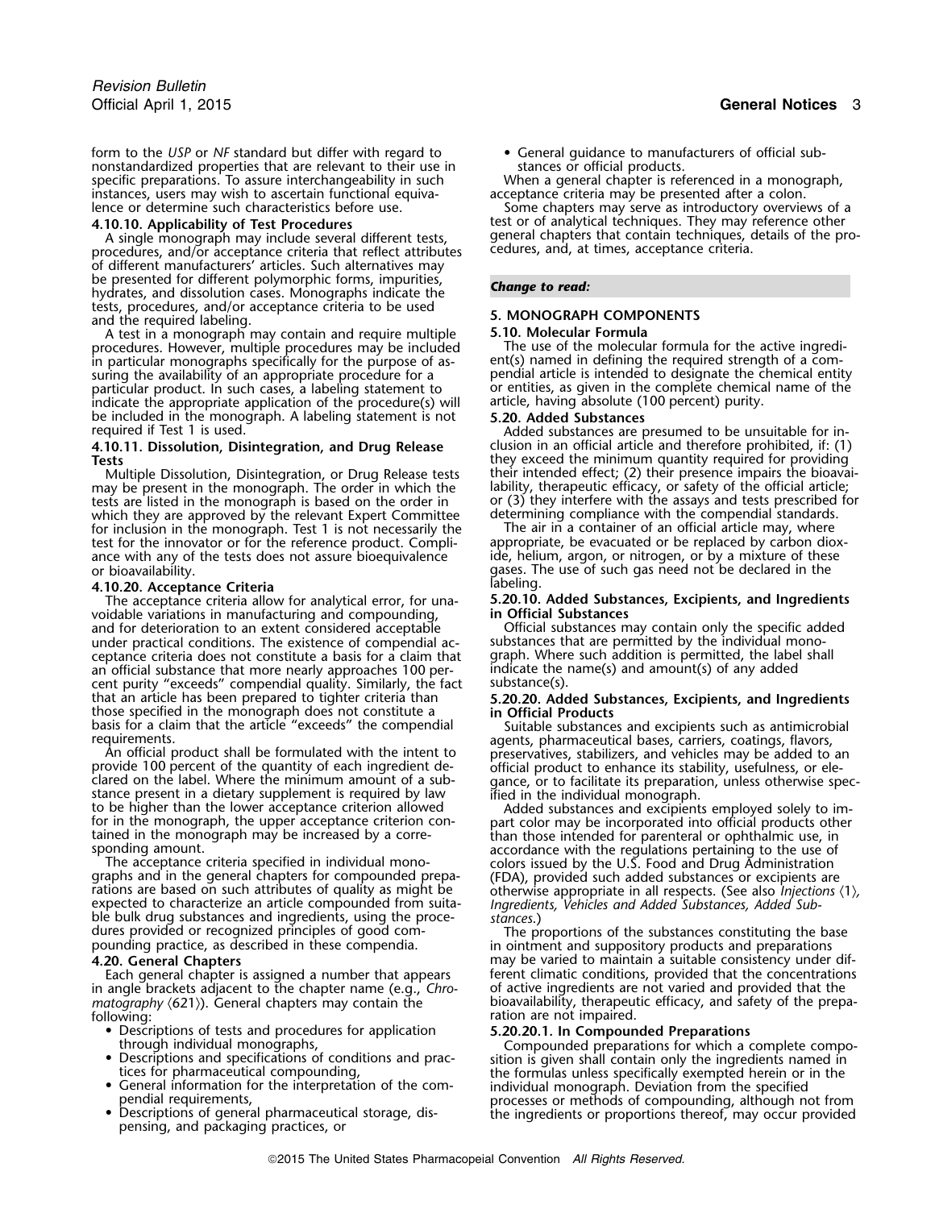form to the *USP* or *NF* standard but differ with regard to nonstandardized properties that are relevant to their use in specific preparations. To assure interchangeability in such instances, users may wish to ascertain functional equivalence or determine such characteristics before use.

### 4.10.10. Applicability of Test Procedures

A single monograph may include several different tests, procedures, and/or acceptance criteria that reflect attributes of different manufacturers' articles. Such alternatives may be presented for different polymorphic forms, impurities, hydrates, and dissolution cases. Monographs indicate the tests, procedures, and/or acceptance criteria to be used and the required labeling.

A test in a monograph may contain and require multiple procedures. However, multiple procedures may be included in particular monographs specifically for the purpose of assuring the availability of an appropriate procedure for a particular product. In such cases, a labeling statement to indicate the appropriate application of the procedure(s) will be included in the monograph. A labeling statement is not required if Test 1 is used.

### 4.10.11. Dissolution, Disintegration, and Drug Release Tests

Multiple Dissolution, Disintegration, or Drug Release tests may be present in the monograph. The order in which the tests are listed in the monograph is based on the order in which they are approved by the relevant Expert Committee for inclusion in the monograph. Test 1 is not necessarily the test for the innovator or for the reference product. Compliance with any of the tests does not assure bioequivalence or bioavailability.

### 4.10.20. Acceptance Criteria

The acceptance criteria allow for analytical error, for unavoidable variations in manufacturing and compounding, and for deterioration to an extent considered acceptable under practical conditions. The existence of compendial acceptance criteria does not constitute a basis for a claim that an official substance that more nearly approaches 100 percent purity "exceeds" compendial quality. Similarly, the fact that an article has been prepared to tighter criteria than those specified in the monograph does not constitute a basis for a claim that the article "exceeds" the compendial requirements.

An official product shall be formulated with the intent to provide 100 percent of the quantity of each ingredient declared on the label. Where the minimum amount of a substance present in a dietary supplement is required by law to be higher than the lower acceptance criterion allowed for in the monograph, the upper acceptance criterion contained in the monograph may be increased by a corresponding amount.

The acceptance criteria specified in individual monographs and in the general chapters for compounded preparations are based on such attributes of quality as might be expected to characterize an article compounded from suitable bulk drug substances and ingredients, using the procedures provided or recognized principles of good compounding practice, as described in these compendia.

## 4.20. General Chapters

Each general chapter is assigned a number that appears in angle brackets adjacent to the chapter name (e.g., *Chromatography* ⟨621⟩). General chapters may contain the following:

- Descriptions of tests and procedures for application through individual monographs,
- Descriptions and specifications of conditions and practices for pharmaceutical compounding,
- General information for the interpretation of the compendial requirements,
- Descriptions of general pharmaceutical storage, dispensing, and packaging practices, or
- General guidance to manufacturers of official substances or official products.

When a general chapter is referenced in a monograph, acceptance criteria may be presented after a colon.

Some chapters may serve as introductory overviews of a test or of analytical techniques. They may reference other general chapters that contain techniques, details of the procedures, and, at times, acceptance criteria.

***Change to read:***

# 5. MONOGRAPH COMPONENTS

## 5.10. Molecular Formula

The use of the molecular formula for the active ingredient(s) named in defining the required strength of a compendial article is intended to designate the chemical entity or entities, as given in the complete chemical name of the article, having absolute (100 percent) purity.

## 5.20. Added Substances

Added substances are presumed to be unsuitable for inclusion in an official article and therefore prohibited, if: (1) they exceed the minimum quantity required for providing their intended effect; (2) their presence impairs the bioavailability, therapeutic efficacy, or safety of the official article; or (3) they interfere with the assays and tests prescribed for determining compliance with the compendial standards.

The air in a container of an official article may, where appropriate, be evacuated or be replaced by carbon dioxide, helium, argon, or nitrogen, or by a mixture of these gases. The use of such gas need not be declared in the labeling.

### 5.20.10. Added Substances, Excipients, and Ingredients in Official Substances

Official substances may contain only the specific added substances that are permitted by the individual monograph. Where such addition is permitted, the label shall indicate the name(s) and amount(s) of any added substance(s).

### 5.20.20. Added Substances, Excipients, and Ingredients in Official Products

Suitable substances and excipients such as antimicrobial agents, pharmaceutical bases, carriers, coatings, flavors, preservatives, stabilizers, and vehicles may be added to an official product to enhance its stability, usefulness, or elegance, or to facilitate its preparation, unless otherwise specified in the individual monograph.

Added substances and excipients employed solely to impart color may be incorporated into official products other than those intended for parenteral or ophthalmic use, in accordance with the regulations pertaining to the use of colors issued by the U.S. Food and Drug Administration (FDA), provided such added substances or excipients are otherwise appropriate in all respects. (See also *Injections* ⟨1⟩, *Ingredients, Vehicles and Added Substances, Added Substances*.)

The proportions of the substances constituting the base in ointment and suppository products and preparations may be varied to maintain a suitable consistency under different climatic conditions, provided that the concentrations of active ingredients are not varied and provided that the bioavailability, therapeutic efficacy, and safety of the preparation are not impaired.

#### 5.20.20.1. In Compounded Preparations

Compounded preparations for which a complete composition is given shall contain only the ingredients named in the formulas unless specifically exempted herein or in the individual monograph. Deviation from the specified processes or methods of compounding, although not from the ingredients or proportions thereof, may occur provided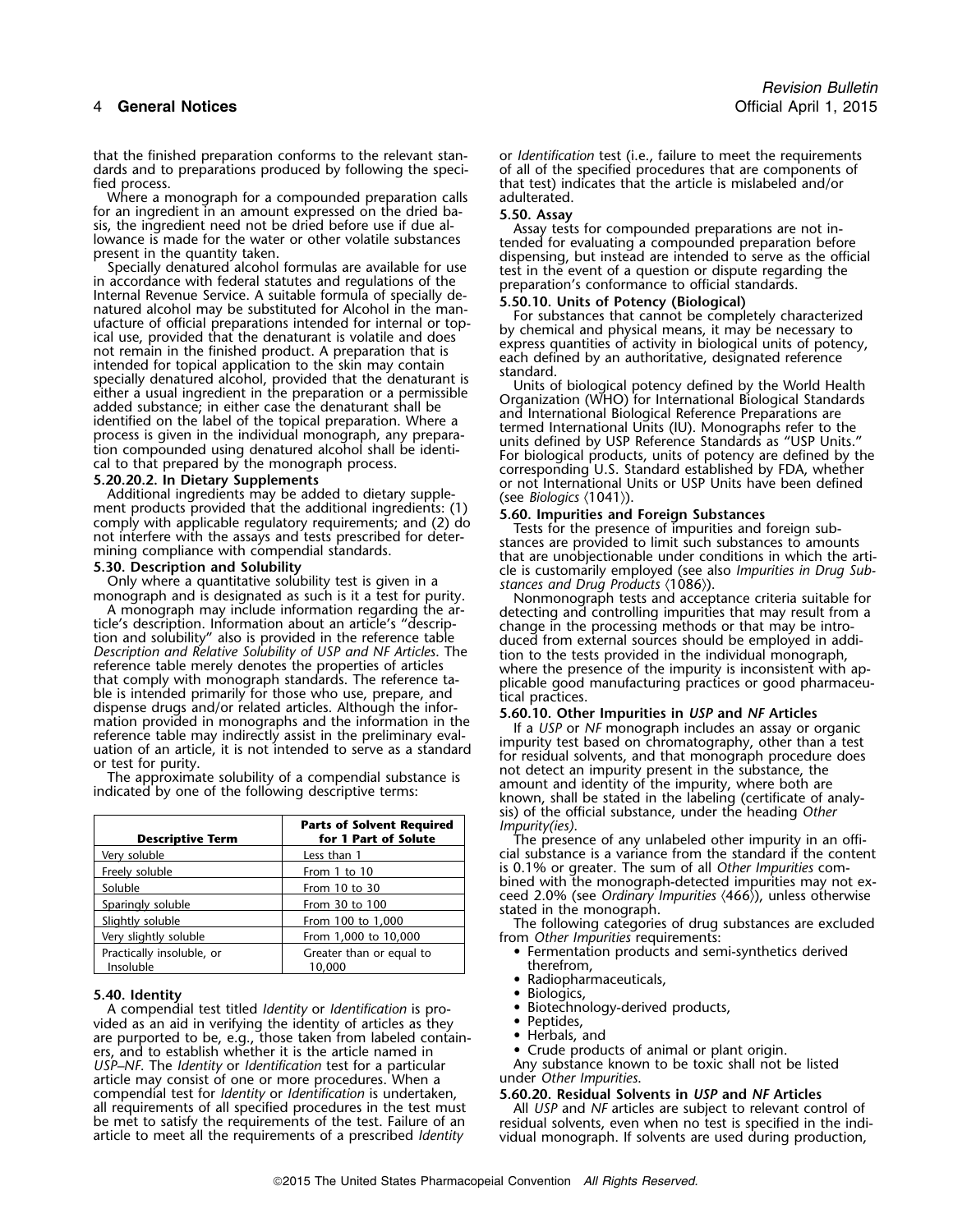that the finished preparation conforms to the relevant standards and to preparations produced by following the specified process.

Where a monograph for a compounded preparation calls for an ingredient in an amount expressed on the dried basis, the ingredient need not be dried before use if due allowance is made for the water or other volatile substances present in the quantity taken.

Specially denatured alcohol formulas are available for use in accordance with federal statutes and regulations of the Internal Revenue Service. A suitable formula of specially denatured alcohol may be substituted for Alcohol in the manufacture of official preparations intended for internal or topical use, provided that the denaturant is volatile and does not remain in the finished product. A preparation that is intended for topical application to the skin may contain specially denatured alcohol, provided that the denaturant is either a usual ingredient in the preparation or a permissible added substance; in either case the denaturant shall be identified on the label of the topical preparation. Where a process is given in the individual monograph, any preparation compounded using denatured alcohol shall be identical to that prepared by the monograph process.

**5.20.20.2. In Dietary Supplements**

Additional ingredients may be added to dietary supplement products provided that the additional ingredients: (1) comply with applicable regulatory requirements; and (2) do not interfere with the assays and tests prescribed for determining compliance with compendial standards.

### 5.30. Description and Solubility

Only where a quantitative solubility test is given in a monograph and is designated as such is it a test for purity.

A monograph may include information regarding the article's description. Information about an article's "description and solubility" also is provided in the reference table *Description and Relative Solubility of USP and NF Articles*. The reference table merely denotes the properties of articles that comply with monograph standards. The reference table is intended primarily for those who use, prepare, and dispense drugs and/or related articles. Although the information provided in monographs and the information in the reference table may indirectly assist in the preliminary evaluation of an article, it is not intended to serve as a standard or test for purity.

The approximate solubility of a compendial substance is indicated by one of the following descriptive terms:

| Descriptive Term | Parts of Solvent Required for 1 Part of Solute |
|---|---|
| Very soluble | Less than 1 |
| Freely soluble | From 1 to 10 |
| Soluble | From 10 to 30 |
| Sparingly soluble | From 30 to 100 |
| Slightly soluble | From 100 to 1,000 |
| Very slightly soluble | From 1,000 to 10,000 |
| Practically insoluble, or Insoluble | Greater than or equal to 10,000 |

### 5.40. Identity

A compendial test titled *Identity* or *Identification* is provided as an aid in verifying the identity of articles as they are purported to be, e.g., those taken from labeled containers, and to establish whether it is the article named in *USP–NF*. The *Identity* or *Identification* test for a particular article may consist of one or more procedures. When a compendial test for *Identity* or *Identification* is undertaken, all requirements of all specified procedures in the test must be met to satisfy the requirements of the test. Failure of an article to meet all the requirements of a prescribed *Identity* or *Identification* test (i.e., failure to meet the requirements of all of the specified procedures that are components of that test) indicates that the article is mislabeled and/or adulterated.

### 5.50. Assay

Assay tests for compounded preparations are not intended for evaluating a compounded preparation before dispensing, but instead are intended to serve as the official test in the event of a question or dispute regarding the preparation's conformance to official standards.

**5.50.10. Units of Potency (Biological)**

For substances that cannot be completely characterized by chemical and physical means, it may be necessary to express quantities of activity in biological units of potency, each defined by an authoritative, designated reference standard.

Units of biological potency defined by the World Health Organization (WHO) for International Biological Standards and International Biological Reference Preparations are termed International Units (IU). Monographs refer to the units defined by USP Reference Standards as "USP Units." For biological products, units of potency are defined by the corresponding U.S. Standard established by FDA, whether or not International Units or USP Units have been defined (see *Biologics* ⟨1041⟩).

### 5.60. Impurities and Foreign Substances

Tests for the presence of impurities and foreign substances are provided to limit such substances to amounts that are unobjectionable under conditions in which the article is customarily employed (see also *Impurities in Drug Substances and Drug Products* ⟨1086⟩).

Nonmonograph tests and acceptance criteria suitable for detecting and controlling impurities that may result from a change in the processing methods or that may be introduced from external sources should be employed in addition to the tests provided in the individual monograph, where the presence of the impurity is inconsistent with applicable good manufacturing practices or good pharmaceutical practices.

**5.60.10. Other Impurities in *USP* and *NF* Articles**

If a *USP* or *NF* monograph includes an assay or organic impurity test based on chromatography, other than a test for residual solvents, and that monograph procedure does not detect an impurity present in the substance, the amount and identity of the impurity, where both are known, shall be stated in the labeling (certificate of analysis) of the official substance, under the heading *Other Impurity(ies)*.

The presence of any unlabeled other impurity in an official substance is a variance from the standard if the content is 0.1% or greater. The sum of all *Other Impurities* combined with the monograph-detected impurities may not exceed 2.0% (see *Ordinary Impurities* ⟨466⟩), unless otherwise stated in the monograph.

The following categories of drug substances are excluded from *Other Impurities* requirements:

- Fermentation products and semi-synthetics derived therefrom,
- Radiopharmaceuticals,
- Biologics,
- Biotechnology-derived products,
- Peptides,
- Herbals, and
- Crude products of animal or plant origin.

Any substance known to be toxic shall not be listed under *Other Impurities*.

**5.60.20. Residual Solvents in *USP* and *NF* Articles**

All *USP* and *NF* articles are subject to relevant control of residual solvents, even when no test is specified in the individual monograph. If solvents are used during production,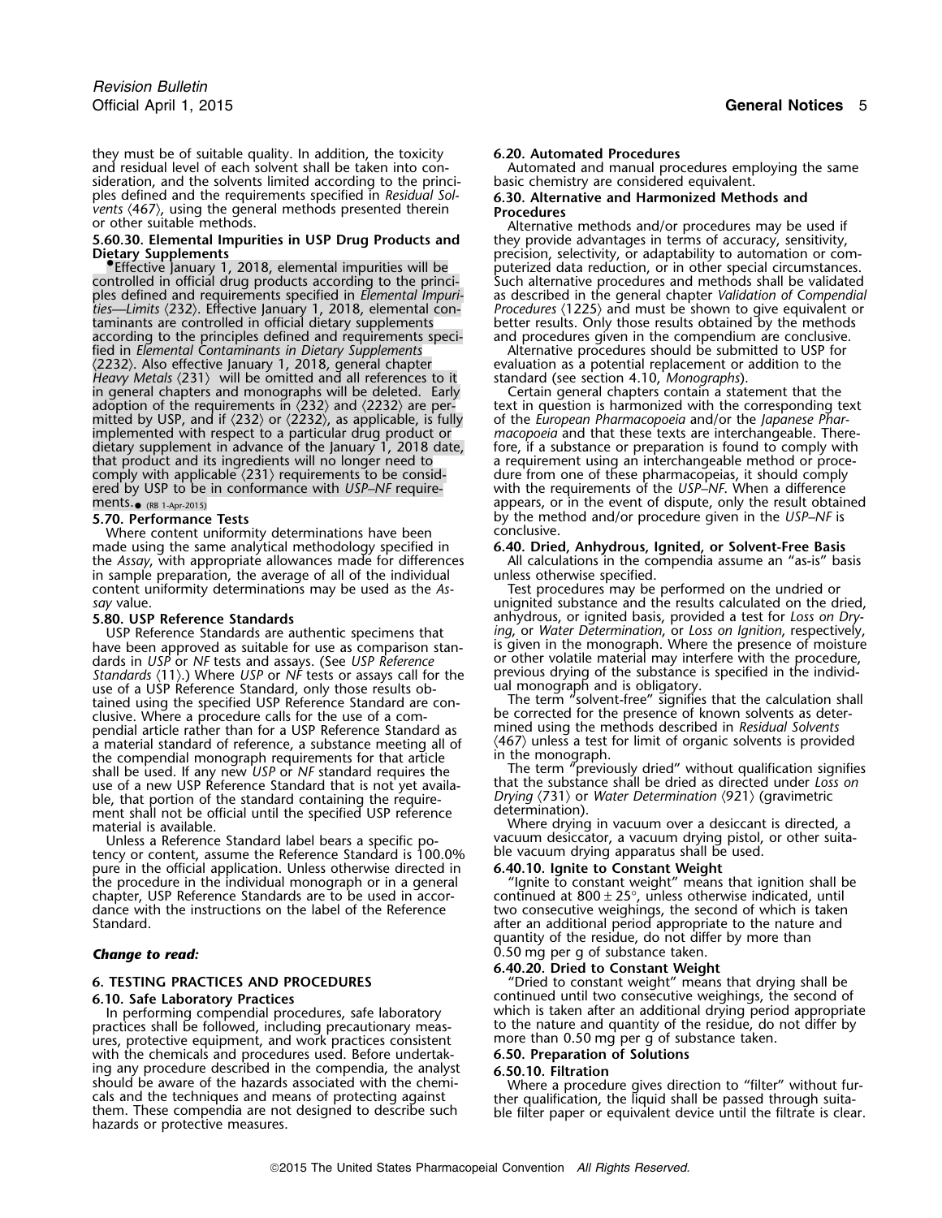they must be of suitable quality. In addition, the toxicity and residual level of each solvent shall be taken into consideration, and the solvents limited according to the principles defined and the requirements specified in *Residual Solvents* ⟨467⟩, using the general methods presented therein or other suitable methods.

**5.60.30. Elemental Impurities in USP Drug Products and Dietary Supplements**

•Effective January 1, 2018, elemental impurities will be controlled in official drug products according to the principles defined and requirements specified in *Elemental Impurities—Limits* ⟨232⟩. Effective January 1, 2018, elemental contaminants are controlled in official dietary supplements according to the principles defined and requirements specified in *Elemental Contaminants in Dietary Supplements* ⟨2232⟩. Also effective January 1, 2018, general chapter *Heavy Metals* ⟨231⟩ will be omitted and all references to it in general chapters and monographs will be deleted. Early adoption of the requirements in ⟨232⟩ and ⟨2232⟩ are permitted by USP, and if ⟨232⟩ or ⟨2232⟩, as applicable, is fully implemented with respect to a particular drug product or dietary supplement in advance of the January 1, 2018 date, that product and its ingredients will no longer need to comply with applicable ⟨231⟩ requirements to be considered by USP to be in conformance with *USP–NF* requirements.• (RB 1-Apr-2015)

**5.70. Performance Tests**

Where content uniformity determinations have been made using the same analytical methodology specified in the *Assay*, with appropriate allowances made for differences in sample preparation, the average of all of the individual content uniformity determinations may be used as the *Assay* value.

**5.80. USP Reference Standards**

USP Reference Standards are authentic specimens that have been approved as suitable for use as comparison standards in *USP* or *NF* tests and assays. (See *USP Reference Standards* ⟨11⟩.) Where *USP* or *NF* tests or assays call for the use of a USP Reference Standard, only those results obtained using the specified USP Reference Standard are conclusive. Where a procedure calls for the use of a compendial article rather than for a USP Reference Standard as a material standard of reference, a substance meeting all of the compendial monograph requirements for that article shall be used. If any new *USP* or *NF* standard requires the use of a new USP Reference Standard that is not yet available, that portion of the standard containing the requirement shall not be official until the specified USP reference material is available.

Unless a Reference Standard label bears a specific potency or content, assume the Reference Standard is 100.0% pure in the official application. Unless otherwise directed in the procedure in the individual monograph or in a general chapter, USP Reference Standards are to be used in accordance with the instructions on the label of the Reference Standard.

***Change to read:***

## 6. TESTING PRACTICES AND PROCEDURES

**6.10. Safe Laboratory Practices**

In performing compendial procedures, safe laboratory practices shall be followed, including precautionary measures, protective equipment, and work practices consistent with the chemicals and procedures used. Before undertaking any procedure described in the compendia, the analyst should be aware of the hazards associated with the chemicals and the techniques and means of protecting against them. These compendia are not designed to describe such hazards or protective measures.

**6.20. Automated Procedures**

Automated and manual procedures employing the same basic chemistry are considered equivalent.

**6.30. Alternative and Harmonized Methods and Procedures**

Alternative methods and/or procedures may be used if they provide advantages in terms of accuracy, sensitivity, precision, selectivity, or adaptability to automation or computerized data reduction, or in other special circumstances. Such alternative procedures and methods shall be validated as described in the general chapter *Validation of Compendial Procedures* ⟨1225⟩ and must be shown to give equivalent or better results. Only those results obtained by the methods and procedures given in the compendium are conclusive.

Alternative procedures should be submitted to USP for evaluation as a potential replacement or addition to the standard (see section 4.10, *Monographs*).

Certain general chapters contain a statement that the text in question is harmonized with the corresponding text of the *European Pharmacopoeia* and/or the *Japanese Pharmacopoeia* and that these texts are interchangeable. Therefore, if a substance or preparation is found to comply with a requirement using an interchangeable method or procedure from one of these pharmacopeias, it should comply with the requirements of the *USP–NF*. When a difference appears, or in the event of dispute, only the result obtained by the method and/or procedure given in the *USP–NF* is conclusive.

**6.40. Dried, Anhydrous, Ignited, or Solvent-Free Basis**

All calculations in the compendia assume an "as-is" basis unless otherwise specified.

Test procedures may be performed on the undried or unignited substance and the results calculated on the dried, anhydrous, or ignited basis, provided a test for *Loss on Drying*, or *Water Determination*, or *Loss on Ignition*, respectively, is given in the monograph. Where the presence of moisture or other volatile material may interfere with the procedure, previous drying of the substance is specified in the individual monograph and is obligatory.

The term "solvent-free" signifies that the calculation shall be corrected for the presence of known solvents as determined using the methods described in *Residual Solvents* ⟨467⟩ unless a test for limit of organic solvents is provided in the monograph.

The term "previously dried" without qualification signifies that the substance shall be dried as directed under *Loss on Drying* ⟨731⟩ or *Water Determination* ⟨921⟩ (gravimetric determination).

Where drying in vacuum over a desiccant is directed, a vacuum desiccator, a vacuum drying pistol, or other suitable vacuum drying apparatus shall be used.

**6.40.10. Ignite to Constant Weight**

"Ignite to constant weight" means that ignition shall be continued at 800 ± 25°, unless otherwise indicated, until two consecutive weighings, the second of which is taken after an additional period appropriate to the nature and quantity of the residue, do not differ by more than 0.50 mg per g of substance taken.

**6.40.20. Dried to Constant Weight**

"Dried to constant weight" means that drying shall be continued until two consecutive weighings, the second of which is taken after an additional drying period appropriate to the nature and quantity of the residue, do not differ by more than 0.50 mg per g of substance taken.

**6.50. Preparation of Solutions**

**6.50.10. Filtration**

Where a procedure gives direction to "filter" without further qualification, the liquid shall be passed through suitable filter paper or equivalent device until the filtrate is clear.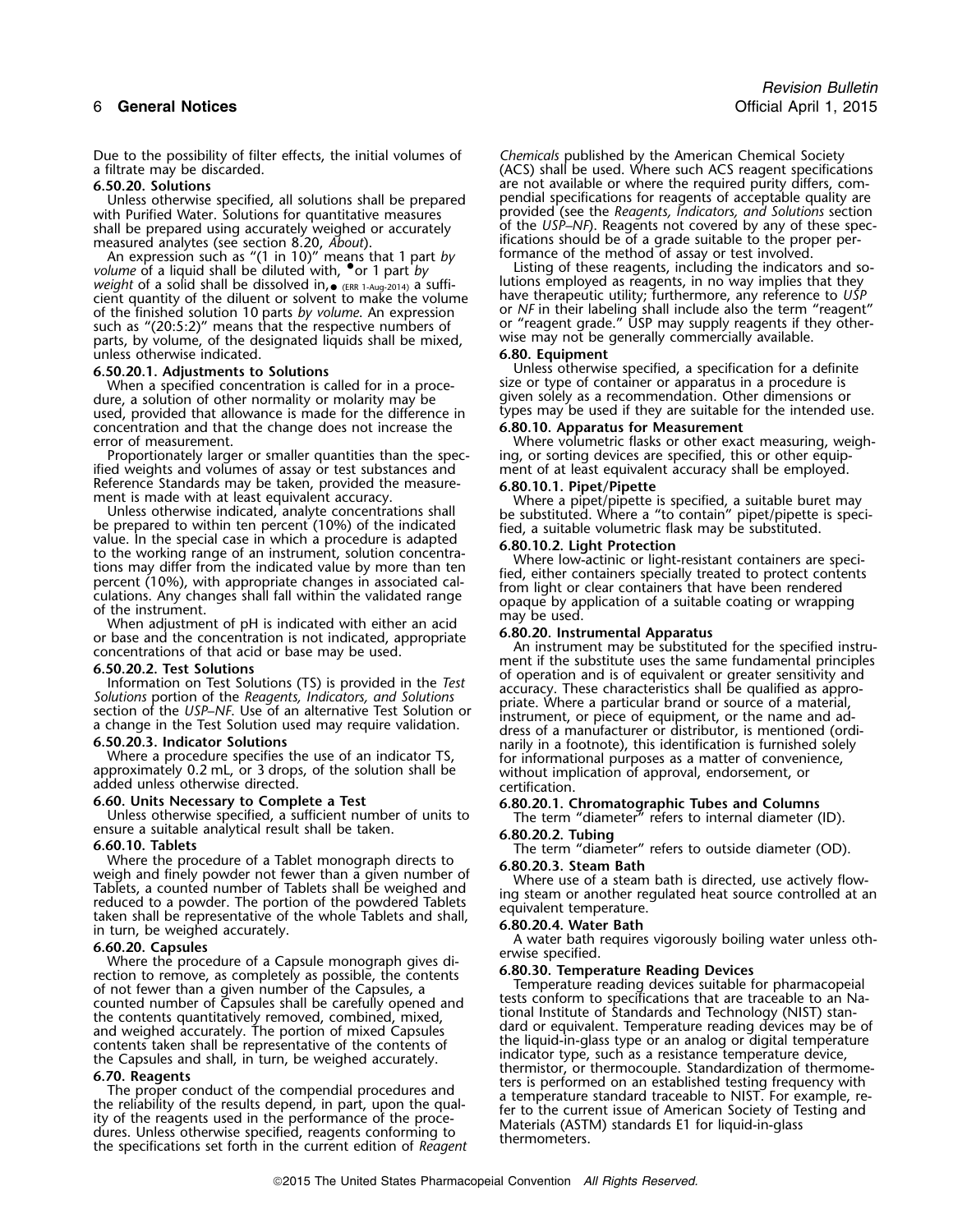Due to the possibility of filter effects, the initial volumes of a filtrate may be discarded.

**6.50.20. Solutions**

Unless otherwise specified, all solutions shall be prepared with Purified Water. Solutions for quantitative measures shall be prepared using accurately weighed or accurately measured analytes (see section 8.20, *About*).

An expression such as "(1 in 10)" means that 1 part *by volume* of a liquid shall be diluted with, •or 1 part *by weight* of a solid shall be dissolved in,• (ERR 1-Aug-2014) a sufficient quantity of the diluent or solvent to make the volume of the finished solution 10 parts *by volume*. An expression such as "(20:5:2)" means that the respective numbers of parts, by volume, of the designated liquids shall be mixed, unless otherwise indicated.

**6.50.20.1. Adjustments to Solutions**

When a specified concentration is called for in a procedure, a solution of other normality or molarity may be used, provided that allowance is made for the difference in concentration and that the change does not increase the error of measurement.

Proportionately larger or smaller quantities than the specified weights and volumes of assay or test substances and Reference Standards may be taken, provided the measurement is made with at least equivalent accuracy.

Unless otherwise indicated, analyte concentrations shall be prepared to within ten percent (10%) of the indicated value. In the special case in which a procedure is adapted to the working range of an instrument, solution concentrations may differ from the indicated value by more than ten percent (10%), with appropriate changes in associated calculations. Any changes shall fall within the validated range of the instrument.

When adjustment of pH is indicated with either an acid or base and the concentration is not indicated, appropriate concentrations of that acid or base may be used.

**6.50.20.2. Test Solutions**

Information on Test Solutions (TS) is provided in the *Test Solutions* portion of the *Reagents, Indicators, and Solutions* section of the *USP–NF*. Use of an alternative Test Solution or a change in the Test Solution used may require validation.

**6.50.20.3. Indicator Solutions**

Where a procedure specifies the use of an indicator TS, approximately 0.2 mL, or 3 drops, of the solution shall be added unless otherwise directed.

**6.60. Units Necessary to Complete a Test**

Unless otherwise specified, a sufficient number of units to ensure a suitable analytical result shall be taken.

**6.60.10. Tablets**

Where the procedure of a Tablet monograph directs to weigh and finely powder not fewer than a given number of Tablets, a counted number of Tablets shall be weighed and reduced to a powder. The portion of the powdered Tablets taken shall be representative of the whole Tablets and shall, in turn, be weighed accurately.

**6.60.20. Capsules**

Where the procedure of a Capsule monograph gives direction to remove, as completely as possible, the contents of not fewer than a given number of the Capsules, a counted number of Capsules shall be carefully opened and the contents quantitatively removed, combined, mixed, and weighed accurately. The portion of mixed Capsules contents taken shall be representative of the contents of the Capsules and shall, in turn, be weighed accurately.

**6.70. Reagents**

The proper conduct of the compendial procedures and the reliability of the results depend, in part, upon the quality of the reagents used in the performance of the procedures. Unless otherwise specified, reagents conforming to the specifications set forth in the current edition of *Reagent Chemicals* published by the American Chemical Society (ACS) shall be used. Where such ACS reagent specifications are not available or where the required purity differs, compendial specifications for reagents of acceptable quality are provided (see the *Reagents, Indicators, and Solutions* section of the *USP–NF*). Reagents not covered by any of these specifications should be of a grade suitable to the proper performance of the method of assay or test involved.

Listing of these reagents, including the indicators and solutions employed as reagents, in no way implies that they have therapeutic utility; furthermore, any reference to *USP* or *NF* in their labeling shall include also the term "reagent" or "reagent grade." USP may supply reagents if they otherwise may not be generally commercially available.

**6.80. Equipment**

Unless otherwise specified, a specification for a definite size or type of container or apparatus in a procedure is given solely as a recommendation. Other dimensions or types may be used if they are suitable for the intended use.

**6.80.10. Apparatus for Measurement**

Where volumetric flasks or other exact measuring, weighing, or sorting devices are specified, this or other equipment of at least equivalent accuracy shall be employed.

**6.80.10.1. Pipet/Pipette**

Where a pipet/pipette is specified, a suitable buret may be substituted. Where a "to contain" pipet/pipette is specified, a suitable volumetric flask may be substituted.

**6.80.10.2. Light Protection**

Where low-actinic or light-resistant containers are specified, either containers specially treated to protect contents from light or clear containers that have been rendered opaque by application of a suitable coating or wrapping may be used.

**6.80.20. Instrumental Apparatus**

An instrument may be substituted for the specified instrument if the substitute uses the same fundamental principles of operation and is of equivalent or greater sensitivity and accuracy. These characteristics shall be qualified as appropriate. Where a particular brand or source of a material, instrument, or piece of equipment, or the name and address of a manufacturer or distributor, is mentioned (ordinarily in a footnote), this identification is furnished solely for informational purposes as a matter of convenience, without implication of approval, endorsement, or certification.

**6.80.20.1. Chromatographic Tubes and Columns**

The term "diameter" refers to internal diameter (ID).

**6.80.20.2. Tubing**

The term "diameter" refers to outside diameter (OD).

**6.80.20.3. Steam Bath**

Where use of a steam bath is directed, use actively flowing steam or another regulated heat source controlled at an equivalent temperature.

**6.80.20.4. Water Bath**

A water bath requires vigorously boiling water unless otherwise specified.

**6.80.30. Temperature Reading Devices**

Temperature reading devices suitable for pharmacopeial tests conform to specifications that are traceable to an National Institute of Standards and Technology (NIST) standard or equivalent. Temperature reading devices may be of the liquid-in-glass type or an analog or digital temperature indicator type, such as a resistance temperature device, thermistor, or thermocouple. Standardization of thermometers is performed on an established testing frequency with a temperature standard traceable to NIST. For example, refer to the current issue of American Society of Testing and Materials (ASTM) standards E1 for liquid-in-glass thermometers.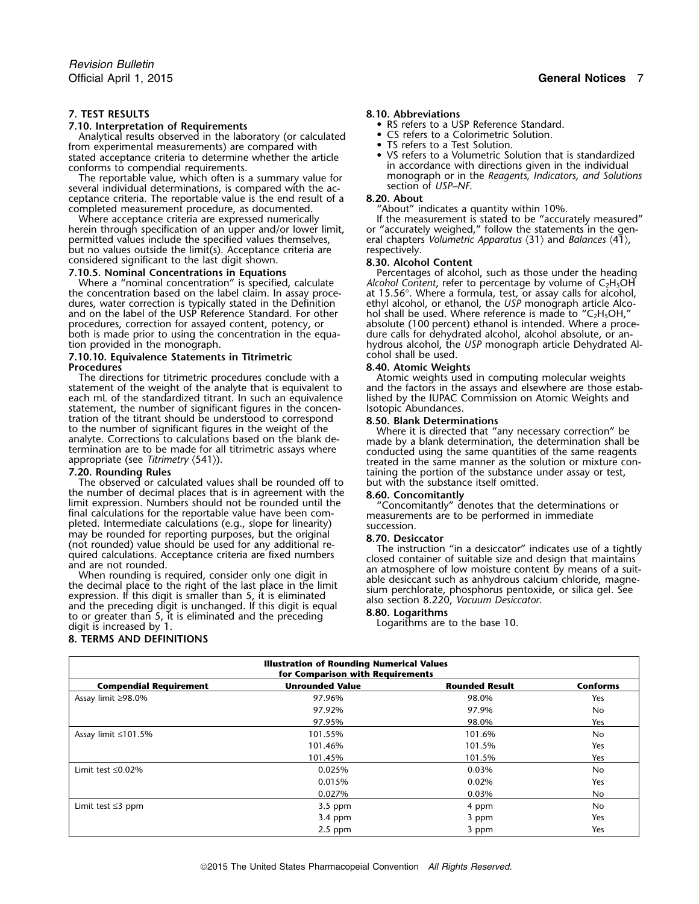## 7. TEST RESULTS

### 7.10. Interpretation of Requirements

Analytical results observed in the laboratory (or calculated from experimental measurements) are compared with stated acceptance criteria to determine whether the article conforms to compendial requirements.

The reportable value, which often is a summary value for several individual determinations, is compared with the acceptance criteria. The reportable value is the end result of a completed measurement procedure, as documented.

Where acceptance criteria are expressed numerically herein through specification of an upper and/or lower limit, permitted values include the specified values themselves, but no values outside the limit(s). Acceptance criteria are considered significant to the last digit shown.

#### 7.10.5. Nominal Concentrations in Equations

Where a "nominal concentration" is specified, calculate the concentration based on the label claim. In assay procedures, water correction is typically stated in the Definition and on the label of the USP Reference Standard. For other procedures, correction for assayed content, potency, or both is made prior to using the concentration in the equation provided in the monograph.

#### 7.10.10. Equivalence Statements in Titrimetric Procedures

The directions for titrimetric procedures conclude with a statement of the weight of the analyte that is equivalent to each mL of the standardized titrant. In such an equivalence statement, the number of significant figures in the concentration of the titrant should be understood to correspond to the number of significant figures in the weight of the analyte. Corrections to calculations based on the blank determination are to be made for all titrimetric assays where appropriate (see *Titrimetry* ⟨541⟩).

### 7.20. Rounding Rules

The observed or calculated values shall be rounded off to the number of decimal places that is in agreement with the limit expression. Numbers should not be rounded until the final calculations for the reportable value have been completed. Intermediate calculations (e.g., slope for linearity) may be rounded for reporting purposes, but the original (not rounded) value should be used for any additional required calculations. Acceptance criteria are fixed numbers and are not rounded.

When rounding is required, consider only one digit in the decimal place to the right of the last place in the limit expression. If this digit is smaller than 5, it is eliminated and the preceding digit is unchanged. If this digit is equal to or greater than 5, it is eliminated and the preceding digit is increased by 1.

## 8. TERMS AND DEFINITIONS

### 8.10. Abbreviations

- RS refers to a USP Reference Standard.
- CS refers to a Colorimetric Solution.
- TS refers to a Test Solution.
- VS refers to a Volumetric Solution that is standardized in accordance with directions given in the individual monograph or in the *Reagents, Indicators, and Solutions* section of *USP–NF*.

### 8.20. About

"About" indicates a quantity within 10%.

If the measurement is stated to be "accurately measured" or "accurately weighed," follow the statements in the general chapters *Volumetric Apparatus* ⟨31⟩ and *Balances* ⟨41⟩, respectively.

### 8.30. Alcohol Content

Percentages of alcohol, such as those under the heading *Alcohol Content*, refer to percentage by volume of $C_2H_5OH$ at 15.56°. Where a formula, test, or assay calls for alcohol, ethyl alcohol, or ethanol, the *USP* monograph article Alcohol shall be used. Where reference is made to "$C_2H_5OH$," absolute (100 percent) ethanol is intended. Where a procedure calls for dehydrated alcohol, alcohol absolute, or anhydrous alcohol, the *USP* monograph article Dehydrated Alcohol shall be used.

### 8.40. Atomic Weights

Atomic weights used in computing molecular weights and the factors in the assays and elsewhere are those established by the IUPAC Commission on Atomic Weights and Isotopic Abundances.

### 8.50. Blank Determinations

Where it is directed that "any necessary correction" be made by a blank determination, the determination shall be conducted using the same quantities of the same reagents treated in the same manner as the solution or mixture containing the portion of the substance under assay or test, but with the substance itself omitted.

### 8.60. Concomitantly

"Concomitantly" denotes that the determinations or measurements are to be performed in immediate succession.

### 8.70. Desiccator

The instruction "in a desiccator" indicates use of a tightly closed container of suitable size and design that maintains an atmosphere of low moisture content by means of a suitable desiccant such as anhydrous calcium chloride, magnesium perchlorate, phosphorus pentoxide, or silica gel. See also section 8.220, *Vacuum Desiccator*.

### 8.80. Logarithms

Logarithms are to the base 10.

**Illustration of Rounding Numerical Values for Comparison with Requirements**

| Compendial Requirement | Unrounded Value | Rounded Result | Conforms |
|---|---|---|---|
| Assay limit ≥98.0% | 97.96% | 98.0% | Yes |
| | 97.92% | 97.9% | No |
| | 97.95% | 98.0% | Yes |
| Assay limit ≤101.5% | 101.55% | 101.6% | No |
| | 101.46% | 101.5% | Yes |
| | 101.45% | 101.5% | Yes |
| Limit test ≤0.02% | 0.025% | 0.03% | No |
| | 0.015% | 0.02% | Yes |
| | 0.027% | 0.03% | No |
| Limit test ≤3 ppm | 3.5 ppm | 4 ppm | No |
| | 3.4 ppm | 3 ppm | Yes |
| | 2.5 ppm | 3 ppm | Yes |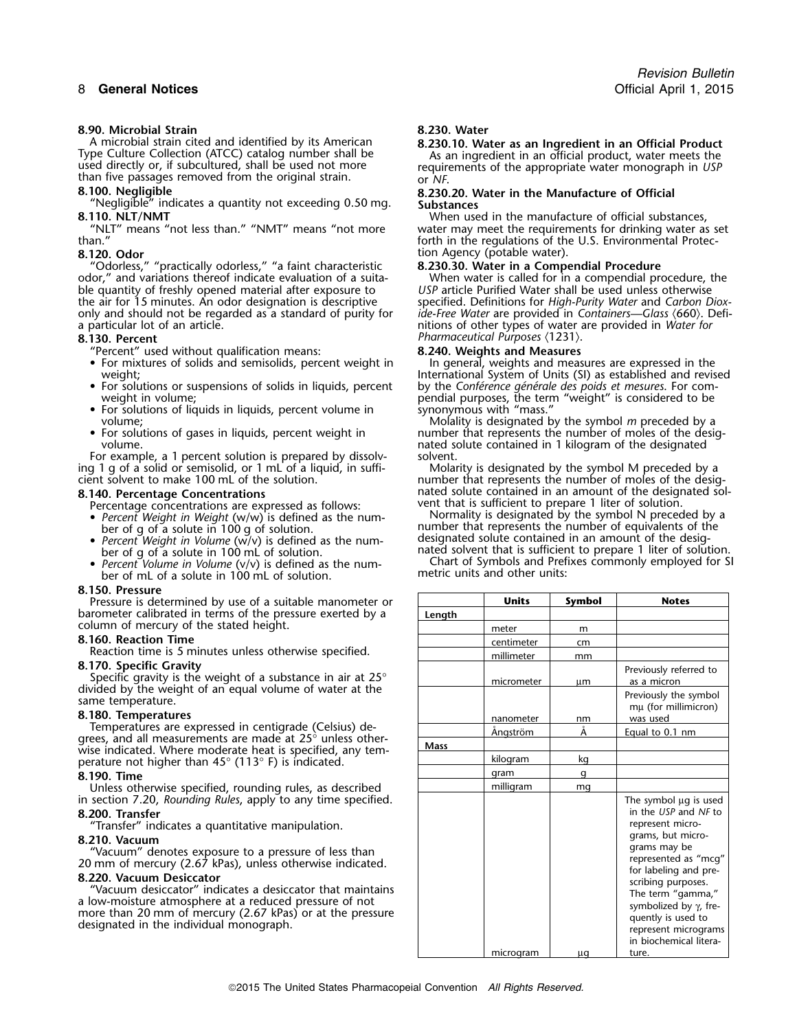### 8.90. Microbial Strain

A microbial strain cited and identified by its American Type Culture Collection (ATCC) catalog number shall be used directly or, if subcultured, shall be used not more than five passages removed from the original strain.

### 8.100. Negligible

"Negligible" indicates a quantity not exceeding 0.50 mg.

### 8.110. NLT/NMT

"NLT" means "not less than." "NMT" means "not more than."

### 8.120. Odor

"Odorless," "practically odorless," "a faint characteristic odor," and variations thereof indicate evaluation of a suitable quantity of freshly opened material after exposure to the air for 15 minutes. An odor designation is descriptive only and should not be regarded as a standard of purity for a particular lot of an article.

### 8.130. Percent

"Percent" used without qualification means:

- For mixtures of solids and semisolids, percent weight in weight;
- For solutions or suspensions of solids in liquids, percent weight in volume;
- For solutions of liquids in liquids, percent volume in volume;
- For solutions of gases in liquids, percent weight in volume.

For example, a 1 percent solution is prepared by dissolving 1 g of a solid or semisolid, or 1 mL of a liquid, in sufficient solvent to make 100 mL of the solution.

### 8.140. Percentage Concentrations

Percentage concentrations are expressed as follows:

- *Percent Weight in Weight* (w/w) is defined as the number of g of a solute in 100 g of solution.
- *Percent Weight in Volume* (w/v) is defined as the number of g of a solute in 100 mL of solution.
- *Percent Volume in Volume* (v/v) is defined as the number of mL of a solute in 100 mL of solution.

### 8.150. Pressure

Pressure is determined by use of a suitable manometer or barometer calibrated in terms of the pressure exerted by a column of mercury of the stated height.

### 8.160. Reaction Time

Reaction time is 5 minutes unless otherwise specified.

### 8.170. Specific Gravity

Specific gravity is the weight of a substance in air at 25° divided by the weight of an equal volume of water at the same temperature.

### 8.180. Temperatures

Temperatures are expressed in centigrade (Celsius) degrees, and all measurements are made at 25° unless otherwise indicated. Where moderate heat is specified, any temperature not higher than 45° (113° F) is indicated.

### 8.190. Time

Unless otherwise specified, rounding rules, as described in section 7.20, *Rounding Rules*, apply to any time specified.

### 8.200. Transfer

"Transfer" indicates a quantitative manipulation.

### 8.210. Vacuum

"Vacuum" denotes exposure to a pressure of less than 20 mm of mercury (2.67 kPas), unless otherwise indicated.

### 8.220. Vacuum Desiccator

"Vacuum desiccator" indicates a desiccator that maintains a low-moisture atmosphere at a reduced pressure of not more than 20 mm of mercury (2.67 kPas) or at the pressure designated in the individual monograph.

### 8.230. Water

#### 8.230.10. Water as an Ingredient in an Official Product

As an ingredient in an official product, water meets the requirements of the appropriate water monograph in *USP* or *NF*.

#### 8.230.20. Water in the Manufacture of Official Substances

When used in the manufacture of official substances, water may meet the requirements for drinking water as set forth in the regulations of the U.S. Environmental Protection Agency (potable water).

#### 8.230.30. Water in a Compendial Procedure

When water is called for in a compendial procedure, the *USP* article Purified Water shall be used unless otherwise specified. Definitions for *High-Purity Water* and *Carbon Dioxide-Free Water* are provided in *Containers—Glass* ⟨660⟩. Definitions of other types of water are provided in *Water for Pharmaceutical Purposes* ⟨1231⟩.

### 8.240. Weights and Measures

In general, weights and measures are expressed in the International System of Units (SI) as established and revised by the *Conférence générale des poids et mesures*. For compendial purposes, the term "weight" is considered to be synonymous with "mass."

Molality is designated by the symbol *m* preceded by a number that represents the number of moles of the designated solute contained in 1 kilogram of the designated solvent.

Molarity is designated by the symbol M preceded by a number that represents the number of moles of the designated solute contained in an amount of the designated solvent that is sufficient to prepare 1 liter of solution.

Normality is designated by the symbol N preceded by a number that represents the number of equivalents of the designated solute contained in an amount of the designated solvent that is sufficient to prepare 1 liter of solution.

Chart of Symbols and Prefixes commonly employed for SI metric units and other units:

| | Units | Symbol | Notes |
|---|---|---|---|
| Length | | | |
| | meter | m | |
| | centimeter | cm | |
| | millimeter | mm | |
| | micrometer | µm | Previously referred to as a micron |
| | nanometer | nm | Previously the symbol mµ (for millimicron) was used |
| | Ångström | Å | Equal to 0.1 nm |
| Mass | | | |
| | kilogram | kg | |
| | gram | g | |
| | milligram | mg | |
| | microgram | µg | The symbol µg is used in the *USP* and *NF* to represent micrograms, but micrograms may be represented as "mcg" for labeling and prescribing purposes. The term "gamma," symbolized by γ, frequently is used to represent micrograms in biochemical literature. |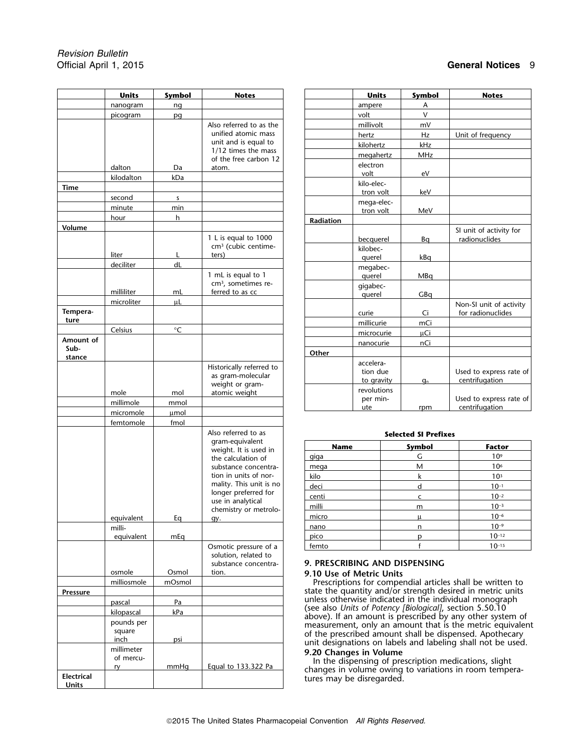| | Units | Symbol | Notes |
|---|---|---|---|
| | nanogram | ng | |
| | picogram | pg | |
| | dalton | Da | Also referred to as the unified atomic mass unit and is equal to 1/12 times the mass of the free carbon 12 atom. |
| | kilodalton | kDa | |
| **Time** | | | |
| | second | s | |
| | minute | min | |
| | hour | h | |
| **Volume** | | | |
| | liter | L | 1 L is equal to 1000 $cm^3$ (cubic centimeters) |
| | deciliter | dL | |
| | milliliter | mL | 1 mL is equal to 1 $cm^3$, sometimes referred to as cc |
| | microliter | µL | |
| **Temperature** | | | |
| | Celsius | °C | |
| **Amount of Substance** | | | |
| | mole | mol | Historically referred to as gram-molecular weight or gram-atomic weight |
| | millimole | mmol | |
| | micromole | µmol | |
| | femtomole | fmol | |
| | equivalent | Eq | Also referred to as gram-equivalent weight. It is used in the calculation of substance concentration in units of normality. This unit is no longer preferred for use in analytical chemistry or metrology. |
| | milli-equivalent | mEq | |
| | osmole | Osmol | Osmotic pressure of a solution, related to substance concentration. |
| | milliosmole | mOsmol | |
| **Pressure** | | | |
| | pascal | Pa | |
| | kilopascal | kPa | |
| | pounds per square inch | psi | |
| | millimeter of mercury | mmHg | Equal to 133.322 Pa |
| **Electrical Units** | | | |
| | ampere | A | |
| | volt | V | |
| | millivolt | mV | |
| | hertz | Hz | Unit of frequency |
| | kilohertz | kHz | |
| | megahertz | MHz | |
| | electron volt | eV | |
| | kilo-electron volt | keV | |
| | mega-electron volt | MeV | |
| **Radiation** | | | |
| | becquerel | Bq | SI unit of activity for radionuclides |
| | kilobecquerel | kBq | |
| | megabecquerel | MBq | |
| | gigabecquerel | GBq | |
| | curie | Ci | Non-SI unit of activity for radionuclides |
| | millicurie | mCi | |
| | microcurie | µCi | |
| | nanocurie | nCi | |
| **Other** | | | |
| | acceleration due to gravity | $g_n$ | Used to express rate of centrifugation |
| | revolutions per minute | rpm | Used to express rate of centrifugation |

**Selected SI Prefixes**

| Name | Symbol | Factor |
|---|---|---|
| giga | G | $10^9$ |
| mega | M | $10^6$ |
| kilo | k | $10^3$ |
| deci | d | $10^{-1}$ |
| centi | c | $10^{-2}$ |
| milli | m | $10^{-3}$ |
| micro | µ | $10^{-6}$ |
| nano | n | $10^{-9}$ |
| pico | p | $10^{-12}$ |
| femto | f | $10^{-15}$ |

## 9. PRESCRIBING AND DISPENSING

### 9.10 Use of Metric Units

Prescriptions for compendial articles shall be written to state the quantity and/or strength desired in metric units unless otherwise indicated in the individual monograph (see also *Units of Potency [Biological]*, section 5.50.10 above). If an amount is prescribed by any other system of measurement, only an amount that is the metric equivalent of the prescribed amount shall be dispensed. Apothecary unit designations on labels and labeling shall not be used.

### 9.20 Changes in Volume

In the dispensing of prescription medications, slight changes in volume owing to variations in room temperatures may be disregarded.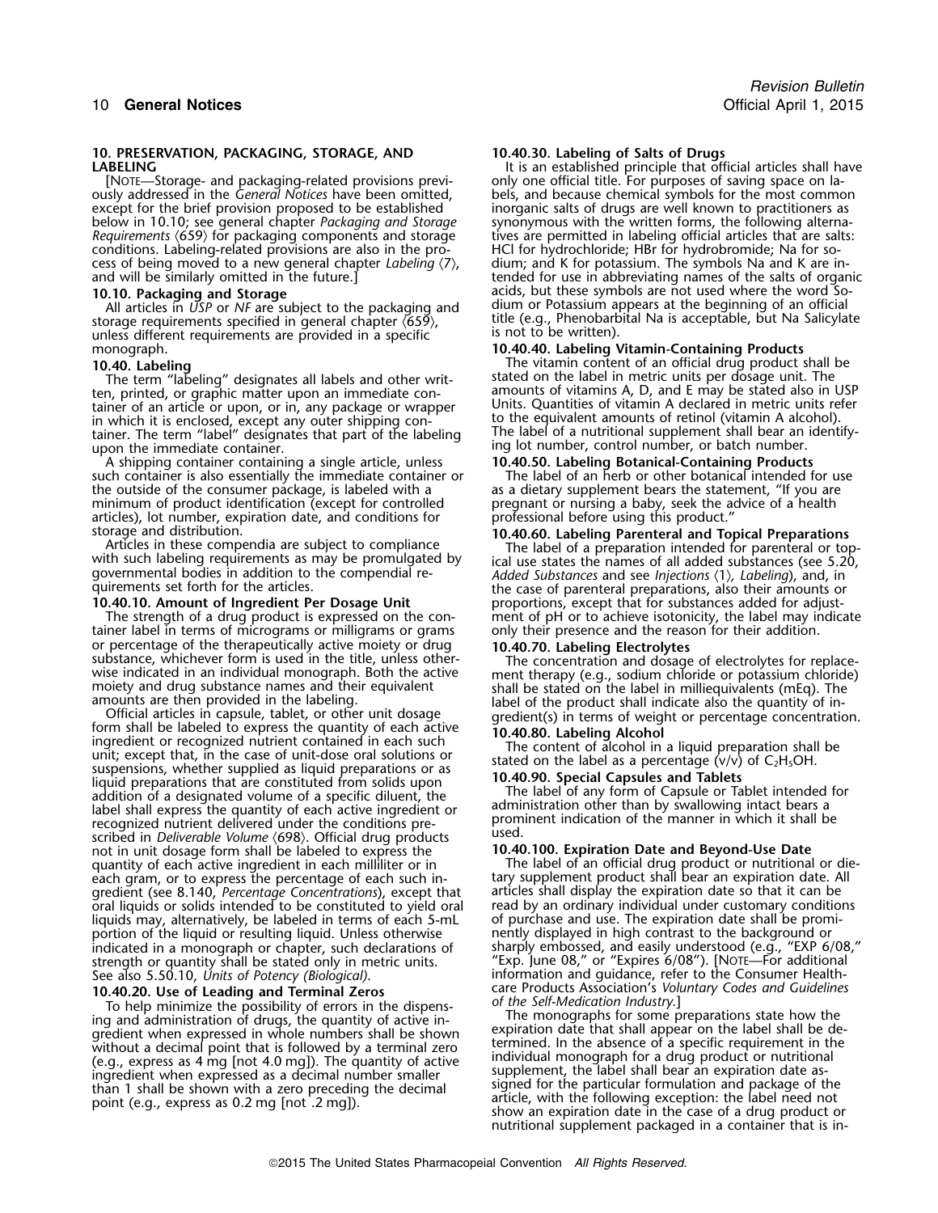## 10. PRESERVATION, PACKAGING, STORAGE, AND LABELING

[NOTE—Storage- and packaging-related provisions previously addressed in the *General Notices* have been omitted, except for the brief provision proposed to be established below in 10.10; see general chapter *Packaging and Storage Requirements* ⟨659⟩ for packaging components and storage conditions. Labeling-related provisions are also in the process of being moved to a new general chapter *Labeling* ⟨7⟩, and will be similarly omitted in the future.]

### 10.10. Packaging and Storage

All articles in *USP* or *NF* are subject to the packaging and storage requirements specified in general chapter ⟨659⟩, unless different requirements are provided in a specific monograph.

### 10.40. Labeling

The term "labeling" designates all labels and other written, printed, or graphic matter upon an immediate container of an article or upon, or in, any package or wrapper in which it is enclosed, except any outer shipping container. The term "label" designates that part of the labeling upon the immediate container.

A shipping container containing a single article, unless such container is also essentially the immediate container or the outside of the consumer package, is labeled with a minimum of product identification (except for controlled articles), lot number, expiration date, and conditions for storage and distribution.

Articles in these compendia are subject to compliance with such labeling requirements as may be promulgated by governmental bodies in addition to the compendial requirements set forth for the articles.

#### 10.40.10. Amount of Ingredient Per Dosage Unit

The strength of a drug product is expressed on the container label in terms of micrograms or milligrams or grams or percentage of the therapeutically active moiety or drug substance, whichever form is used in the title, unless otherwise indicated in an individual monograph. Both the active moiety and drug substance names and their equivalent amounts are then provided in the labeling.

Official articles in capsule, tablet, or other unit dosage form shall be labeled to express the quantity of each active ingredient or recognized nutrient contained in each such unit; except that, in the case of unit-dose oral solutions or suspensions, whether supplied as liquid preparations or as liquid preparations that are constituted from solids upon addition of a designated volume of a specific diluent, the label shall express the quantity of each active ingredient or recognized nutrient delivered under the conditions prescribed in *Deliverable Volume* ⟨698⟩. Official drug products not in unit dosage form shall be labeled to express the quantity of each active ingredient in each milliliter or in each gram, or to express the percentage of each such ingredient (see 8.140, *Percentage Concentrations*), except that oral liquids or solids intended to be constituted to yield oral liquids may, alternatively, be labeled in terms of each 5-mL portion of the liquid or resulting liquid. Unless otherwise indicated in a monograph or chapter, such declarations of strength or quantity shall be stated only in metric units. See also 5.50.10, *Units of Potency (Biological)*.

#### 10.40.20. Use of Leading and Terminal Zeros

To help minimize the possibility of errors in the dispensing and administration of drugs, the quantity of active ingredient when expressed in whole numbers shall be shown without a decimal point that is followed by a terminal zero (e.g., express as 4 mg [not 4.0 mg]). The quantity of active ingredient when expressed as a decimal number smaller than 1 shall be shown with a zero preceding the decimal point (e.g., express as 0.2 mg [not .2 mg]).

#### 10.40.30. Labeling of Salts of Drugs

It is an established principle that official articles shall have only one official title. For purposes of saving space on labels, and because chemical symbols for the most common inorganic salts of drugs are well known to practitioners as synonymous with the written forms, the following alternatives are permitted in labeling official articles that are salts: HCl for hydrochloride; HBr for hydrobromide; Na for sodium; and K for potassium. The symbols Na and K are intended for use in abbreviating names of the salts of organic acids, but these symbols are not used where the word Sodium or Potassium appears at the beginning of an official title (e.g., Phenobarbital Na is acceptable, but Na Salicylate is not to be written).

#### 10.40.40. Labeling Vitamin-Containing Products

The vitamin content of an official drug product shall be stated on the label in metric units per dosage unit. The amounts of vitamins A, D, and E may be stated also in USP Units. Quantities of vitamin A declared in metric units refer to the equivalent amounts of retinol (vitamin A alcohol). The label of a nutritional supplement shall bear an identifying lot number, control number, or batch number.

#### 10.40.50. Labeling Botanical-Containing Products

The label of an herb or other botanical intended for use as a dietary supplement bears the statement, "If you are pregnant or nursing a baby, seek the advice of a health professional before using this product."

#### 10.40.60. Labeling Parenteral and Topical Preparations

The label of a preparation intended for parenteral or topical use states the names of all added substances (see 5.20, *Added Substances* and see *Injections* ⟨1⟩, *Labeling*), and, in the case of parenteral preparations, also their amounts or proportions, except that for substances added for adjustment of pH or to achieve isotonicity, the label may indicate only their presence and the reason for their addition.

#### 10.40.70. Labeling Electrolytes

The concentration and dosage of electrolytes for replacement therapy (e.g., sodium chloride or potassium chloride) shall be stated on the label in milliequivalents (mEq). The label of the product shall indicate also the quantity of ingredient(s) in terms of weight or percentage concentration.

#### 10.40.80. Labeling Alcohol

The content of alcohol in a liquid preparation shall be stated on the label as a percentage (v/v) of $C_2H_5OH$.

#### 10.40.90. Special Capsules and Tablets

The label of any form of Capsule or Tablet intended for administration other than by swallowing intact bears a prominent indication of the manner in which it shall be used.

#### 10.40.100. Expiration Date and Beyond-Use Date

The label of an official drug product or nutritional or dietary supplement product shall bear an expiration date. All articles shall display the expiration date so that it can be read by an ordinary individual under customary conditions of purchase and use. The expiration date shall be prominently displayed in high contrast to the background or sharply embossed, and easily understood (e.g., "EXP 6/08," "Exp. June 08," or "Expires 6/08"). [NOTE—For additional information and guidance, refer to the Consumer Healthcare Products Association's *Voluntary Codes and Guidelines of the Self-Medication Industry*.]

The monographs for some preparations state how the expiration date that shall appear on the label shall be determined. In the absence of a specific requirement in the individual monograph for a drug product or nutritional supplement, the label shall bear an expiration date assigned for the particular formulation and package of the article, with the following exception: the label need not show an expiration date in the case of a drug product or nutritional supplement packaged in a container that is in-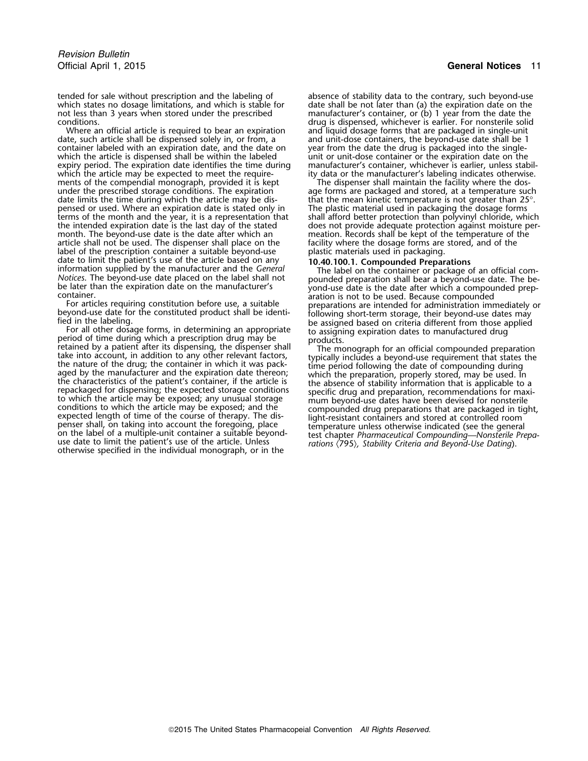tended for sale without prescription and the labeling of which states no dosage limitations, and which is stable for not less than 3 years when stored under the prescribed conditions.

Where an official article is required to bear an expiration date, such article shall be dispensed solely in, or from, a container labeled with an expiration date, and the date on which the article is dispensed shall be within the labeled expiry period. The expiration date identifies the time during which the article may be expected to meet the requirements of the compendial monograph, provided it is kept under the prescribed storage conditions. The expiration date limits the time during which the article may be dispensed or used. Where an expiration date is stated only in terms of the month and the year, it is a representation that the intended expiration date is the last day of the stated month. The beyond-use date is the date after which an article shall not be used. The dispenser shall place on the label of the prescription container a suitable beyond-use date to limit the patient's use of the article based on any information supplied by the manufacturer and the *General Notices*. The beyond-use date placed on the label shall not be later than the expiration date on the manufacturer's container.

For articles requiring constitution before use, a suitable beyond-use date for the constituted product shall be identified in the labeling.

For all other dosage forms, in determining an appropriate period of time during which a prescription drug may be retained by a patient after its dispensing, the dispenser shall take into account, in addition to any other relevant factors, the nature of the drug; the container in which it was packaged by the manufacturer and the expiration date thereon; the characteristics of the patient's container, if the article is repackaged for dispensing; the expected storage conditions to which the article may be exposed; any unusual storage conditions to which the article may be exposed; and the expected length of time of the course of therapy. The dispenser shall, on taking into account the foregoing, place on the label of a multiple-unit container a suitable beyond-use date to limit the patient's use of the article. Unless otherwise specified in the individual monograph, or in the absence of stability data to the contrary, such beyond-use date shall be not later than (a) the expiration date on the manufacturer's container, or (b) 1 year from the date the drug is dispensed, whichever is earlier. For nonsterile solid and liquid dosage forms that are packaged in single-unit and unit-dose containers, the beyond-use date shall be 1 year from the date the drug is packaged into the single-unit or unit-dose container or the expiration date on the manufacturer's container, whichever is earlier, unless stability data or the manufacturer's labeling indicates otherwise.

The dispenser shall maintain the facility where the dosage forms are packaged and stored, at a temperature such that the mean kinetic temperature is not greater than 25°. The plastic material used in packaging the dosage forms shall afford better protection than polyvinyl chloride, which does not provide adequate protection against moisture permeation. Records shall be kept of the temperature of the facility where the dosage forms are stored, and of the plastic materials used in packaging.

**10.40.100.1. Compounded Preparations**

The label on the container or package of an official compounded preparation shall bear a beyond-use date. The beyond-use date is the date after which a compounded preparation is not to be used. Because compounded preparations are intended for administration immediately or following short-term storage, their beyond-use dates may be assigned based on criteria different from those applied to assigning expiration dates to manufactured drug products.

The monograph for an official compounded preparation typically includes a beyond-use requirement that states the time period following the date of compounding during which the preparation, properly stored, may be used. In the absence of stability information that is applicable to a specific drug and preparation, recommendations for maximum beyond-use dates have been devised for nonsterile compounded drug preparations that are packaged in tight, light-resistant containers and stored at controlled room temperature unless otherwise indicated (see the general test chapter *Pharmaceutical Compounding—Nonsterile Preparations* ⟨795⟩, *Stability Criteria and Beyond-Use Dating*).